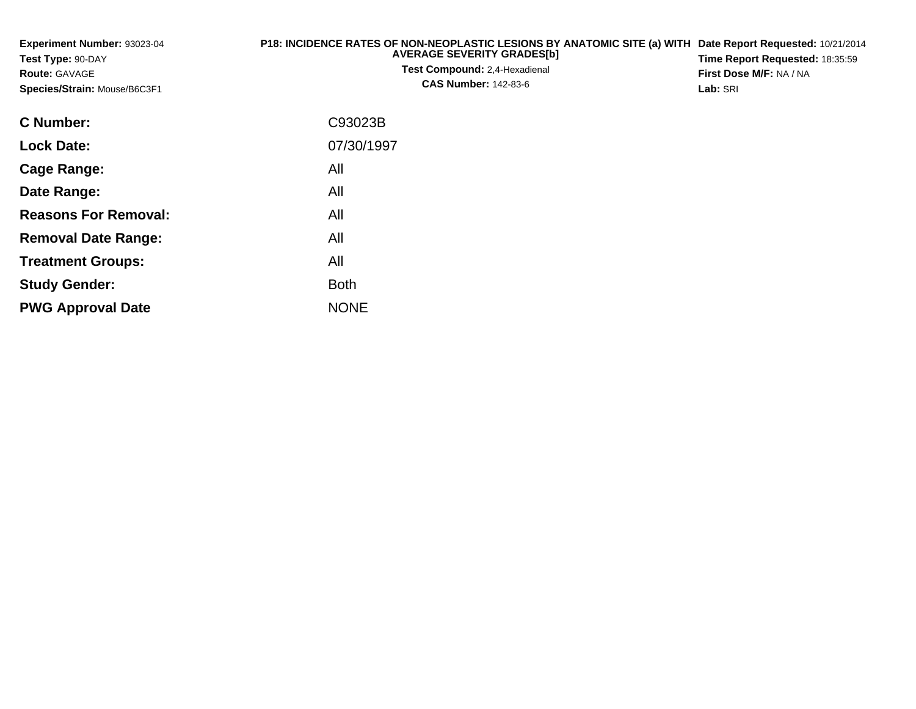**Experiment Number:** 93023-04
**Test Type:** 90-DAY
**Route:** GAVAGE
**Species/Strain:** Mouse/B6C3F1

**P18: INCIDENCE RATES OF NON-NEOPLASTIC LESIONS BY ANATOMIC SITE (a) WITH AVERAGE SEVERITY GRADES[b]**
**Test Compound:** 2,4-Hexadienal
**CAS Number:** 142-83-6

**Date Report Requested:** 10/21/2014
**Time Report Requested:** 18:35:59
**First Dose M/F:** NA / NA
**Lab:** SRI

| | |
|---|---|
| **C Number:** | C93023B |
| **Lock Date:** | 07/30/1997 |
| **Cage Range:** | All |
| **Date Range:** | All |
| **Reasons For Removal:** | All |
| **Removal Date Range:** | All |
| **Treatment Groups:** | All |
| **Study Gender:** | Both |
| **PWG Approval Date** | NONE |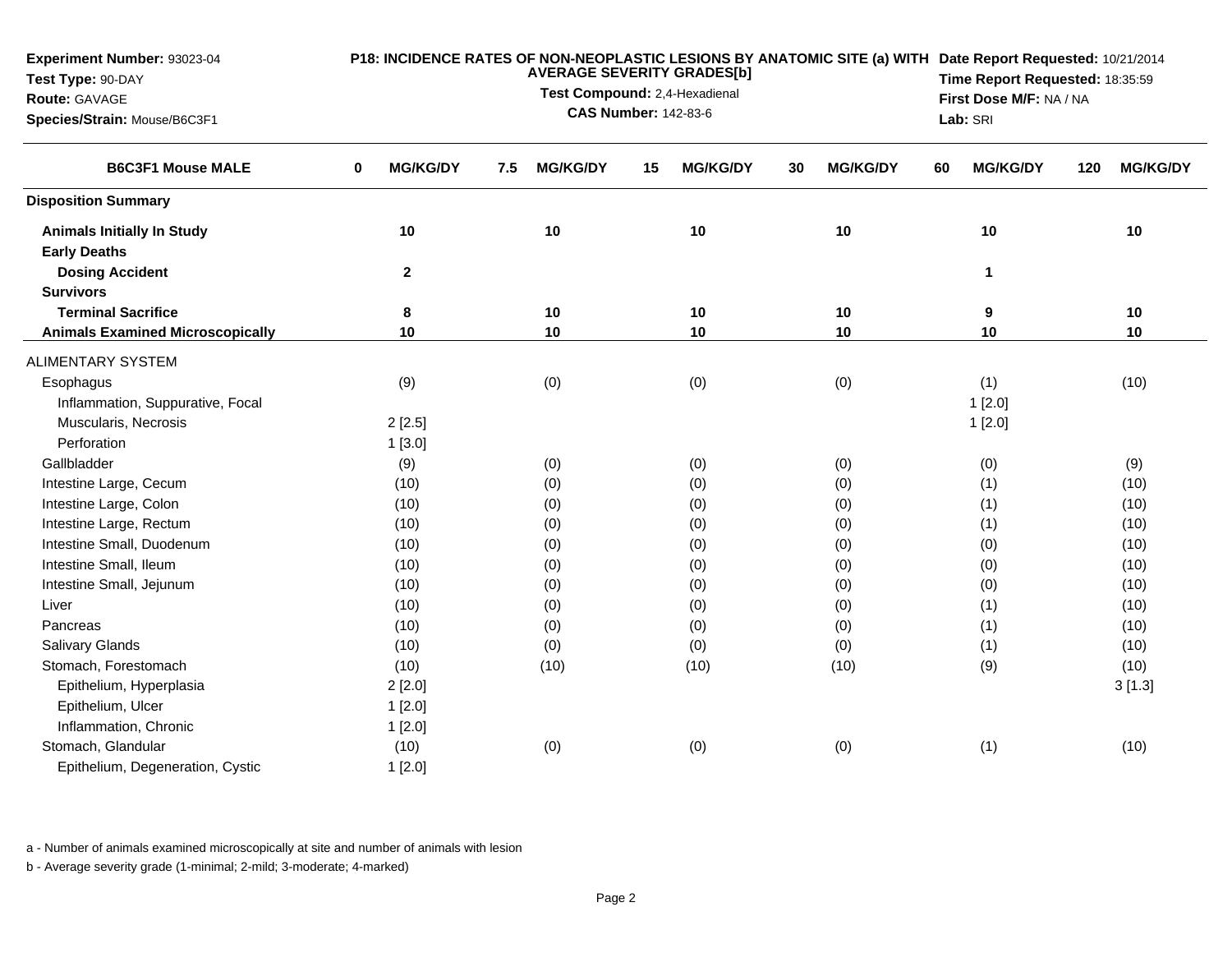**Experiment Number:** 93023-04
**Test Type:** 90-DAY
**Route:** GAVAGE
**Species/Strain:** Mouse/B6C3F1

**P18: INCIDENCE RATES OF NON-NEOPLASTIC LESIONS BY ANATOMIC SITE (a) WITH AVERAGE SEVERITY GRADES[b]**
**Test Compound:** 2,4-Hexadienal
**CAS Number:** 142-83-6

**Date Report Requested:** 10/21/2014
**Time Report Requested:** 18:35:59
**First Dose M/F:** NA / NA
**Lab:** SRI

| B6C3F1 Mouse MALE | 0 MG/KG/DY | 7.5 MG/KG/DY | 15 MG/KG/DY | 30 MG/KG/DY | 60 MG/KG/DY | 120 MG/KG/DY |
|---|---|---|---|---|---|---|
| **Disposition Summary** | | | | | | |
| **Animals Initially In Study** | **10** | **10** | **10** | **10** | **10** | **10** |
| **Early Deaths** | | | | | | |
| **Dosing Accident** | **2** | | | | **1** | |
| **Survivors** | | | | | | |
| **Terminal Sacrifice** | **8** | **10** | **10** | **10** | **9** | **10** |
| **Animals Examined Microscopically** | **10** | **10** | **10** | **10** | **10** | **10** |
| ALIMENTARY SYSTEM | | | | | | |
| Esophagus | (9) | (0) | (0) | (0) | (1) | (10) |
| Inflammation, Suppurative, Focal | | | | | 1 [2.0] | |
| Muscularis, Necrosis | 2 [2.5] | | | | 1 [2.0] | |
| Perforation | 1 [3.0] | | | | | |
| Gallbladder | (9) | (0) | (0) | (0) | (0) | (9) |
| Intestine Large, Cecum | (10) | (0) | (0) | (0) | (1) | (10) |
| Intestine Large, Colon | (10) | (0) | (0) | (0) | (1) | (10) |
| Intestine Large, Rectum | (10) | (0) | (0) | (0) | (1) | (10) |
| Intestine Small, Duodenum | (10) | (0) | (0) | (0) | (0) | (10) |
| Intestine Small, Ileum | (10) | (0) | (0) | (0) | (0) | (10) |
| Intestine Small, Jejunum | (10) | (0) | (0) | (0) | (0) | (10) |
| Liver | (10) | (0) | (0) | (0) | (1) | (10) |
| Pancreas | (10) | (0) | (0) | (0) | (1) | (10) |
| Salivary Glands | (10) | (0) | (0) | (0) | (1) | (10) |
| Stomach, Forestomach | (10) | (10) | (10) | (10) | (9) | (10) |
| Epithelium, Hyperplasia | 2 [2.0] | | | | | 3 [1.3] |
| Epithelium, Ulcer | 1 [2.0] | | | | | |
| Inflammation, Chronic | 1 [2.0] | | | | | |
| Stomach, Glandular | (10) | (0) | (0) | (0) | (1) | (10) |
| Epithelium, Degeneration, Cystic | 1 [2.0] | | | | | |

a - Number of animals examined microscopically at site and number of animals with lesion

b - Average severity grade (1-minimal; 2-mild; 3-moderate; 4-marked)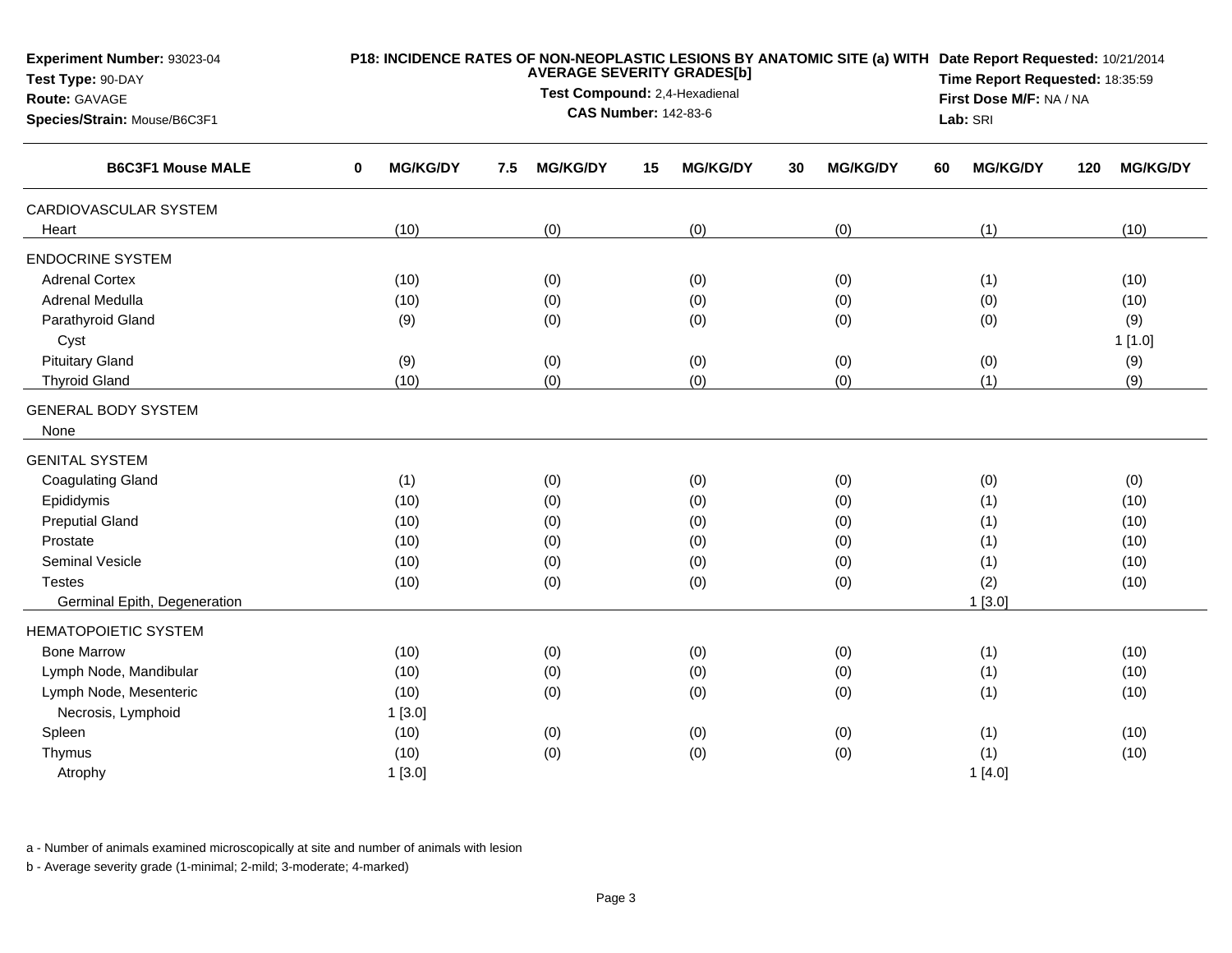**Experiment Number:** 93023-04
**Test Type:** 90-DAY
**Route:** GAVAGE
**Species/Strain:** Mouse/B6C3F1

**P18: INCIDENCE RATES OF NON-NEOPLASTIC LESIONS BY ANATOMIC SITE (a) WITH AVERAGE SEVERITY GRADES[b]**
**Test Compound:** 2,4-Hexadienal
**CAS Number:** 142-83-6

**Date Report Requested:** 10/21/2014
**Time Report Requested:** 18:35:59
**First Dose M/F:** NA / NA
**Lab:** SRI

| B6C3F1 Mouse MALE | 0 MG/KG/DY | 7.5 MG/KG/DY | 15 MG/KG/DY | 30 MG/KG/DY | 60 MG/KG/DY | 120 MG/KG/DY |
|---|---|---|---|---|---|---|
| CARDIOVASCULAR SYSTEM | | | | | | |
| Heart | (10) | (0) | (0) | (0) | (1) | (10) |
| ENDOCRINE SYSTEM | | | | | | |
| Adrenal Cortex | (10) | (0) | (0) | (0) | (1) | (10) |
| Adrenal Medulla | (10) | (0) | (0) | (0) | (0) | (10) |
| Parathyroid Gland | (9) | (0) | (0) | (0) | (0) | (9) |
| Cyst | | | | | | 1 [1.0] |
| Pituitary Gland | (9) | (0) | (0) | (0) | (0) | (9) |
| Thyroid Gland | (10) | (0) | (0) | (0) | (1) | (9) |
| GENERAL BODY SYSTEM | | | | | | |
| None | | | | | | |
| GENITAL SYSTEM | | | | | | |
| Coagulating Gland | (1) | (0) | (0) | (0) | (0) | (0) |
| Epididymis | (10) | (0) | (0) | (0) | (1) | (10) |
| Preputial Gland | (10) | (0) | (0) | (0) | (1) | (10) |
| Prostate | (10) | (0) | (0) | (0) | (1) | (10) |
| Seminal Vesicle | (10) | (0) | (0) | (0) | (1) | (10) |
| Testes | (10) | (0) | (0) | (0) | (2) | (10) |
| Germinal Epith, Degeneration | | | | | 1 [3.0] | |
| HEMATOPOIETIC SYSTEM | | | | | | |
| Bone Marrow | (10) | (0) | (0) | (0) | (1) | (10) |
| Lymph Node, Mandibular | (10) | (0) | (0) | (0) | (1) | (10) |
| Lymph Node, Mesenteric | (10) | (0) | (0) | (0) | (1) | (10) |
| Necrosis, Lymphoid | 1 [3.0] | | | | | |
| Spleen | (10) | (0) | (0) | (0) | (1) | (10) |
| Thymus | (10) | (0) | (0) | (0) | (1) | (10) |
| Atrophy | 1 [3.0] | | | | 1 [4.0] | |

a - Number of animals examined microscopically at site and number of animals with lesion

b - Average severity grade (1-minimal; 2-mild; 3-moderate; 4-marked)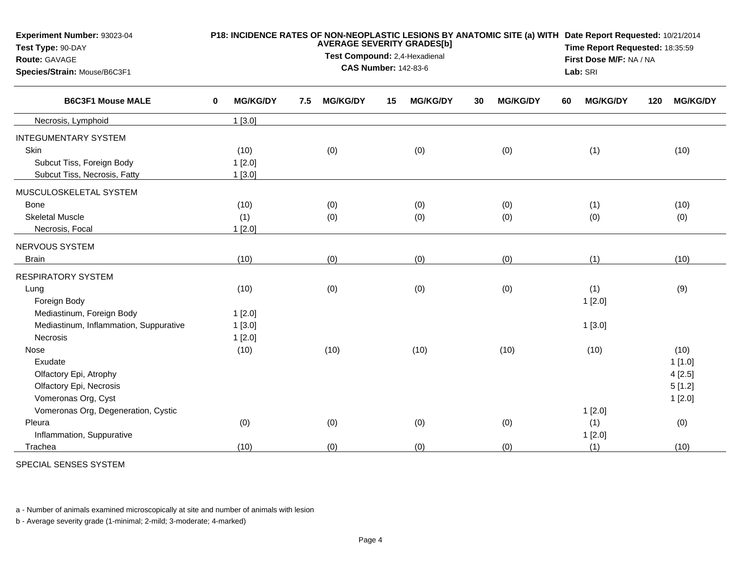**Experiment Number:** 93023-04
**Test Type:** 90-DAY
**Route:** GAVAGE
**Species/Strain:** Mouse/B6C3F1

**P18: INCIDENCE RATES OF NON-NEOPLASTIC LESIONS BY ANATOMIC SITE (a) WITH AVERAGE SEVERITY GRADES[b]**
**Test Compound:** 2,4-Hexadienal
**CAS Number:** 142-83-6

**Date Report Requested:** 10/21/2014
**Time Report Requested:** 18:35:59
**First Dose M/F:** NA / NA
**Lab:** SRI

| B6C3F1 Mouse MALE | 0 MG/KG/DY | 7.5 MG/KG/DY | 15 MG/KG/DY | 30 MG/KG/DY | 60 MG/KG/DY | 120 MG/KG/DY |
|---|---|---|---|---|---|---|
| Necrosis, Lymphoid | 1 [3.0] | | | | | |
| INTEGUMENTARY SYSTEM | | | | | | |
| Skin | (10) | (0) | (0) | (0) | (1) | (10) |
| Subcut Tiss, Foreign Body | 1 [2.0] | | | | | |
| Subcut Tiss, Necrosis, Fatty | 1 [3.0] | | | | | |
| MUSCULOSKELETAL SYSTEM | | | | | | |
| Bone | (10) | (0) | (0) | (0) | (1) | (10) |
| Skeletal Muscle | (1) | (0) | (0) | (0) | (0) | (0) |
| Necrosis, Focal | 1 [2.0] | | | | | |
| NERVOUS SYSTEM | | | | | | |
| Brain | (10) | (0) | (0) | (0) | (1) | (10) |
| RESPIRATORY SYSTEM | | | | | | |
| Lung | (10) | (0) | (0) | (0) | (1) | (9) |
| Foreign Body | | | | | 1 [2.0] | |
| Mediastinum, Foreign Body | 1 [2.0] | | | | | |
| Mediastinum, Inflammation, Suppurative | 1 [3.0] | | | | 1 [3.0] | |
| Necrosis | 1 [2.0] | | | | | |
| Nose | (10) | (10) | (10) | (10) | (10) | (10) |
| Exudate | | | | | | 1 [1.0] |
| Olfactory Epi, Atrophy | | | | | | 4 [2.5] |
| Olfactory Epi, Necrosis | | | | | | 5 [1.2] |
| Vomeronas Org, Cyst | | | | | | 1 [2.0] |
| Vomeronas Org, Degeneration, Cystic | | | | | 1 [2.0] | |
| Pleura | (0) | (0) | (0) | (0) | (1) | (0) |
| Inflammation, Suppurative | | | | | 1 [2.0] | |
| Trachea | (10) | (0) | (0) | (0) | (1) | (10) |
| SPECIAL SENSES SYSTEM | | | | | | |

a - Number of animals examined microscopically at site and number of animals with lesion

b - Average severity grade (1-minimal; 2-mild; 3-moderate; 4-marked)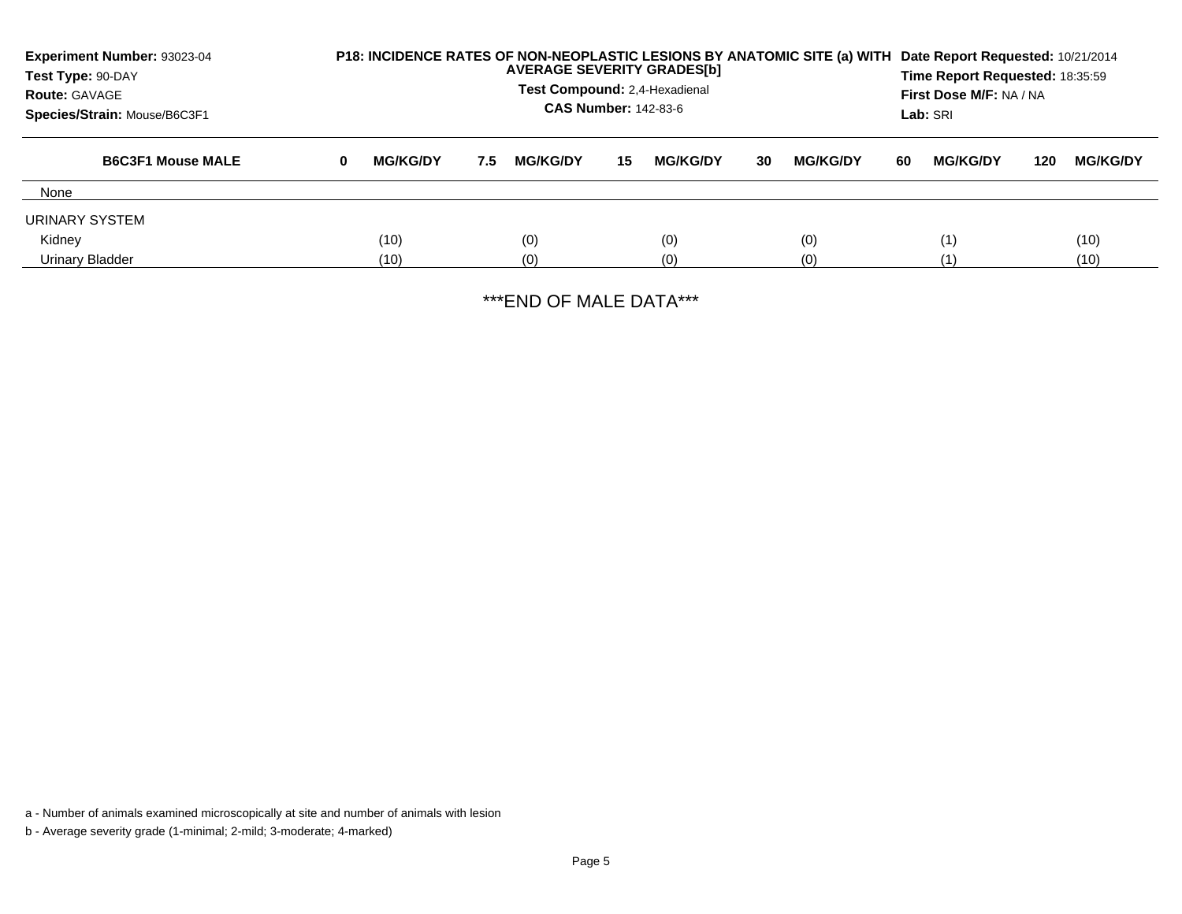**Experiment Number:** 93023-04
**Test Type:** 90-DAY
**Route:** GAVAGE
**Species/Strain:** Mouse/B6C3F1

**P18: INCIDENCE RATES OF NON-NEOPLASTIC LESIONS BY ANATOMIC SITE (a) WITH AVERAGE SEVERITY GRADES[b]**
**Test Compound:** 2,4-Hexadienal
**CAS Number:** 142-83-6

**Date Report Requested:** 10/21/2014
**Time Report Requested:** 18:35:59
**First Dose M/F:** NA / NA
**Lab:** SRI

| B6C3F1 Mouse MALE | 0 MG/KG/DY | 7.5 MG/KG/DY | 15 MG/KG/DY | 30 MG/KG/DY | 60 MG/KG/DY | 120 MG/KG/DY |
|---|---|---|---|---|---|---|
| None | | | | | | |
| URINARY SYSTEM | | | | | | |
| Kidney | (10) | (0) | (0) | (0) | (1) | (10) |
| Urinary Bladder | (10) | (0) | (0) | (0) | (1) | (10) |

***END OF MALE DATA***

a - Number of animals examined microscopically at site and number of animals with lesion

b - Average severity grade (1-minimal; 2-mild; 3-moderate; 4-marked)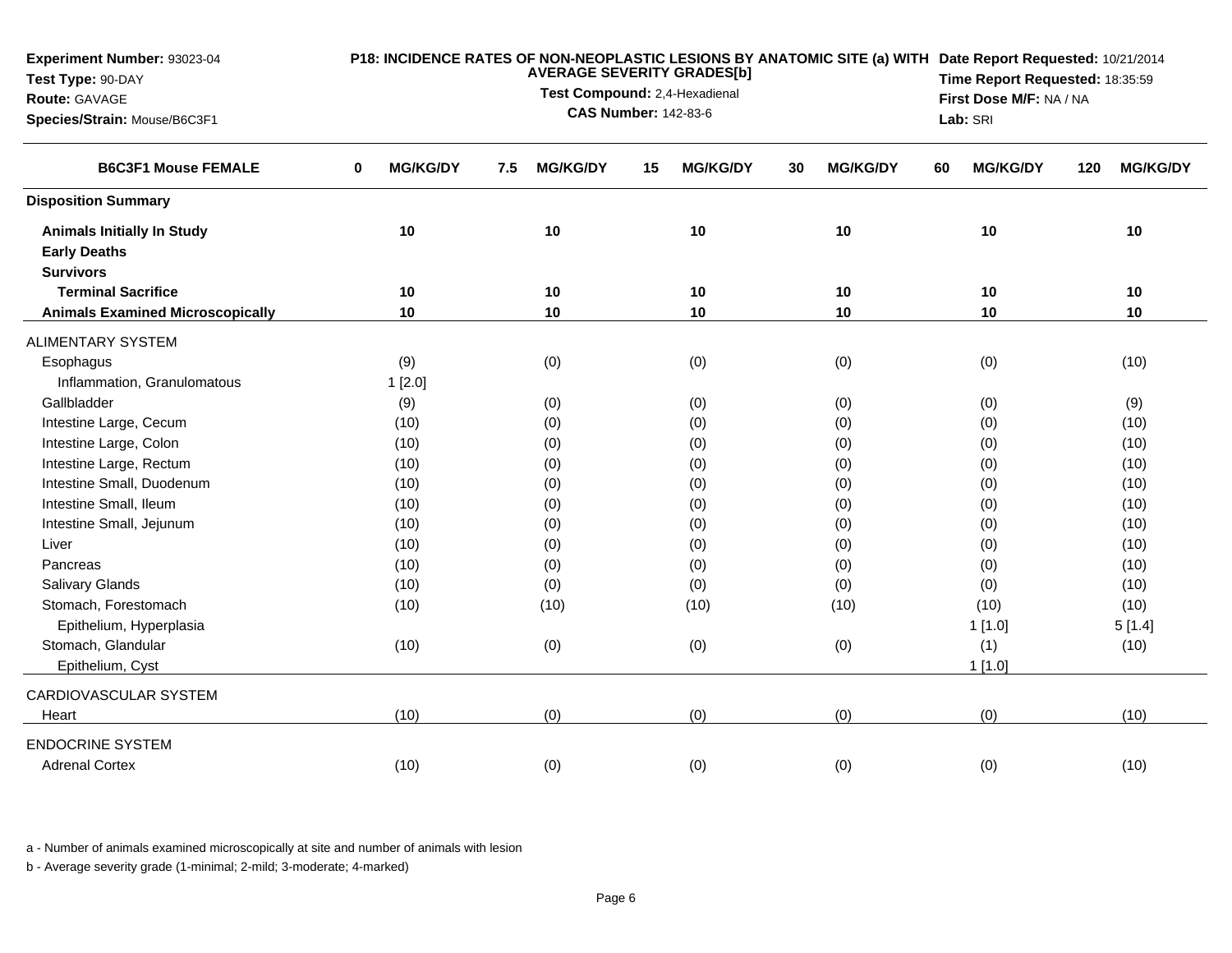**Experiment Number:** 93023-04
**Test Type:** 90-DAY
**Route:** GAVAGE
**Species/Strain:** Mouse/B6C3F1

**P18: INCIDENCE RATES OF NON-NEOPLASTIC LESIONS BY ANATOMIC SITE (a) WITH AVERAGE SEVERITY GRADES[b]**
**Test Compound:** 2,4-Hexadienal
**CAS Number:** 142-83-6

**Date Report Requested:** 10/21/2014
**Time Report Requested:** 18:35:59
**First Dose M/F:** NA / NA
**Lab:** SRI

| B6C3F1 Mouse FEMALE | 0 MG/KG/DY | 7.5 MG/KG/DY | 15 MG/KG/DY | 30 MG/KG/DY | 60 MG/KG/DY | 120 MG/KG/DY |
|---|---|---|---|---|---|---|
| **Disposition Summary** | | | | | | |
| **Animals Initially In Study** | 10 | 10 | 10 | 10 | 10 | 10 |
| **Early Deaths** | | | | | | |
| **Survivors** | | | | | | |
| **Terminal Sacrifice** | 10 | 10 | 10 | 10 | 10 | 10 |
| **Animals Examined Microscopically** | 10 | 10 | 10 | 10 | 10 | 10 |
| ALIMENTARY SYSTEM | | | | | | |
| Esophagus | (9) | (0) | (0) | (0) | (0) | (10) |
| Inflammation, Granulomatous | 1 [2.0] | | | | | |
| Gallbladder | (9) | (0) | (0) | (0) | (0) | (9) |
| Intestine Large, Cecum | (10) | (0) | (0) | (0) | (0) | (10) |
| Intestine Large, Colon | (10) | (0) | (0) | (0) | (0) | (10) |
| Intestine Large, Rectum | (10) | (0) | (0) | (0) | (0) | (10) |
| Intestine Small, Duodenum | (10) | (0) | (0) | (0) | (0) | (10) |
| Intestine Small, Ileum | (10) | (0) | (0) | (0) | (0) | (10) |
| Intestine Small, Jejunum | (10) | (0) | (0) | (0) | (0) | (10) |
| Liver | (10) | (0) | (0) | (0) | (0) | (10) |
| Pancreas | (10) | (0) | (0) | (0) | (0) | (10) |
| Salivary Glands | (10) | (0) | (0) | (0) | (0) | (10) |
| Stomach, Forestomach | (10) | (10) | (10) | (10) | (10) | (10) |
| Epithelium, Hyperplasia | | | | | 1 [1.0] | 5 [1.4] |
| Stomach, Glandular | (10) | (0) | (0) | (0) | (1) | (10) |
| Epithelium, Cyst | | | | | 1 [1.0] | |
| CARDIOVASCULAR SYSTEM | | | | | | |
| Heart | (10) | (0) | (0) | (0) | (0) | (10) |
| ENDOCRINE SYSTEM | | | | | | |
| Adrenal Cortex | (10) | (0) | (0) | (0) | (0) | (10) |

a - Number of animals examined microscopically at site and number of animals with lesion

b - Average severity grade (1-minimal; 2-mild; 3-moderate; 4-marked)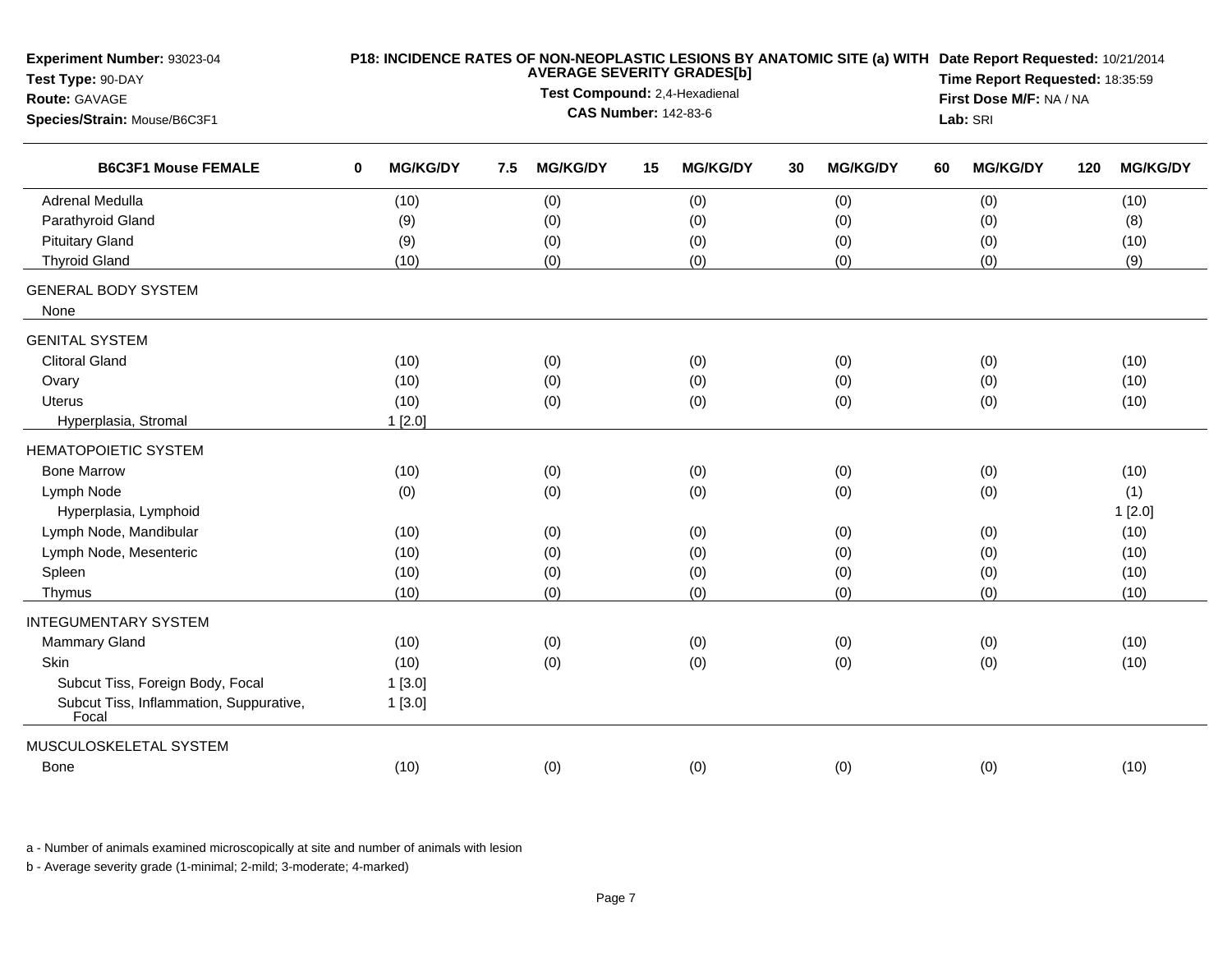**Experiment Number:** 93023-04
**Test Type:** 90-DAY
**Route:** GAVAGE
**Species/Strain:** Mouse/B6C3F1

**P18: INCIDENCE RATES OF NON-NEOPLASTIC LESIONS BY ANATOMIC SITE (a) WITH AVERAGE SEVERITY GRADES[b]**
**Test Compound:** 2,4-Hexadienal
**CAS Number:** 142-83-6

**Date Report Requested:** 10/21/2014
**Time Report Requested:** 18:35:59
**First Dose M/F:** NA / NA
**Lab:** SRI

| B6C3F1 Mouse FEMALE | 0 MG/KG/DY | 7.5 MG/KG/DY | 15 MG/KG/DY | 30 MG/KG/DY | 60 MG/KG/DY | 120 MG/KG/DY |
|---|---|---|---|---|---|---|
| Adrenal Medulla | (10) | (0) | (0) | (0) | (0) | (10) |
| Parathyroid Gland | (9) | (0) | (0) | (0) | (0) | (8) |
| Pituitary Gland | (9) | (0) | (0) | (0) | (0) | (10) |
| Thyroid Gland | (10) | (0) | (0) | (0) | (0) | (9) |
| GENERAL BODY SYSTEM | | | | | | |
| None | | | | | | |
| GENITAL SYSTEM | | | | | | |
| Clitoral Gland | (10) | (0) | (0) | (0) | (0) | (10) |
| Ovary | (10) | (0) | (0) | (0) | (0) | (10) |
| Uterus | (10) | (0) | (0) | (0) | (0) | (10) |
| Hyperplasia, Stromal | 1 [2.0] | | | | | |
| HEMATOPOIETIC SYSTEM | | | | | | |
| Bone Marrow | (10) | (0) | (0) | (0) | (0) | (10) |
| Lymph Node | (0) | (0) | (0) | (0) | (0) | (1) |
| Hyperplasia, Lymphoid | | | | | | 1 [2.0] |
| Lymph Node, Mandibular | (10) | (0) | (0) | (0) | (0) | (10) |
| Lymph Node, Mesenteric | (10) | (0) | (0) | (0) | (0) | (10) |
| Spleen | (10) | (0) | (0) | (0) | (0) | (10) |
| Thymus | (10) | (0) | (0) | (0) | (0) | (10) |
| INTEGUMENTARY SYSTEM | | | | | | |
| Mammary Gland | (10) | (0) | (0) | (0) | (0) | (10) |
| Skin | (10) | (0) | (0) | (0) | (0) | (10) |
| Subcut Tiss, Foreign Body, Focal | 1 [3.0] | | | | | |
| Subcut Tiss, Inflammation, Suppurative, Focal | 1 [3.0] | | | | | |
| MUSCULOSKELETAL SYSTEM | | | | | | |
| Bone | (10) | (0) | (0) | (0) | (0) | (10) |

a - Number of animals examined microscopically at site and number of animals with lesion

b - Average severity grade (1-minimal; 2-mild; 3-moderate; 4-marked)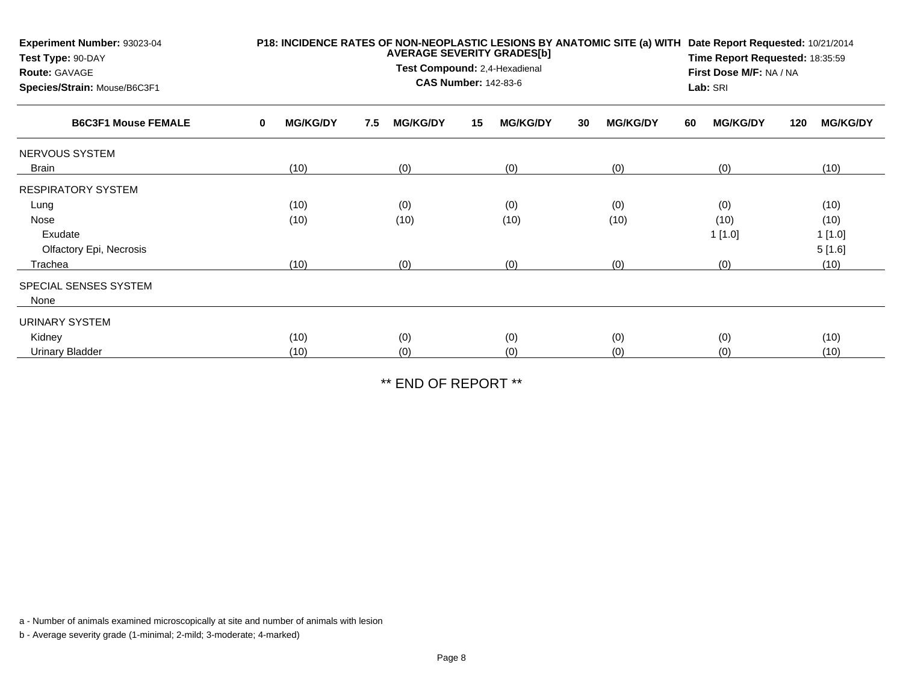**Experiment Number:** 93023-04
**Test Type:** 90-DAY
**Route:** GAVAGE
**Species/Strain:** Mouse/B6C3F1

**P18: INCIDENCE RATES OF NON-NEOPLASTIC LESIONS BY ANATOMIC SITE (a) WITH AVERAGE SEVERITY GRADES[b]**
**Test Compound:** 2,4-Hexadienal
**CAS Number:** 142-83-6

**Date Report Requested:** 10/21/2014
**Time Report Requested:** 18:35:59
**First Dose M/F:** NA / NA
**Lab:** SRI

| B6C3F1 Mouse FEMALE | 0 MG/KG/DY | 7.5 MG/KG/DY | 15 MG/KG/DY | 30 MG/KG/DY | 60 MG/KG/DY | 120 MG/KG/DY |
|---|---|---|---|---|---|---|
| NERVOUS SYSTEM | | | | | | |
| Brain | (10) | (0) | (0) | (0) | (0) | (10) |
| RESPIRATORY SYSTEM | | | | | | |
| Lung | (10) | (0) | (0) | (0) | (0) | (10) |
| Nose | (10) | (10) | (10) | (10) | (10) | (10) |
| Exudate | | | | | 1 [1.0] | 1 [1.0] |
| Olfactory Epi, Necrosis | | | | | | 5 [1.6] |
| Trachea | (10) | (0) | (0) | (0) | (0) | (10) |
| SPECIAL SENSES SYSTEM | | | | | | |
| None | | | | | | |
| URINARY SYSTEM | | | | | | |
| Kidney | (10) | (0) | (0) | (0) | (0) | (10) |
| Urinary Bladder | (10) | (0) | (0) | (0) | (0) | (10) |

** END OF REPORT **

a - Number of animals examined microscopically at site and number of animals with lesion

b - Average severity grade (1-minimal; 2-mild; 3-moderate; 4-marked)